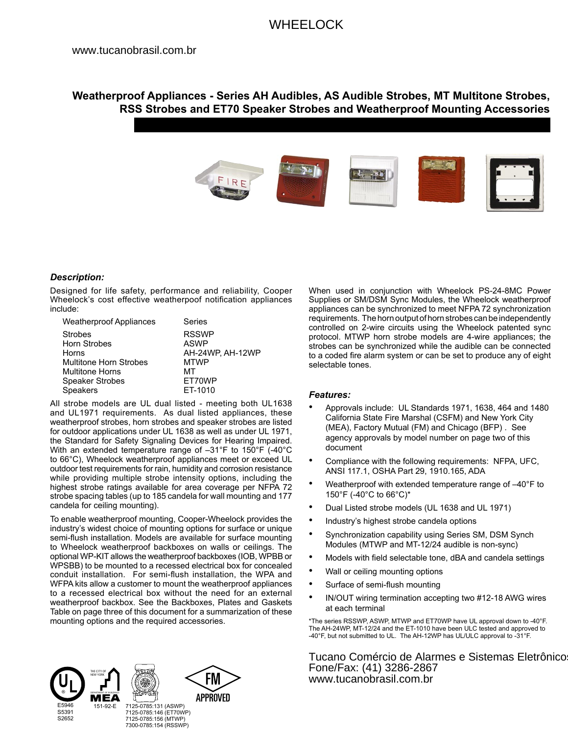WHEELOCK

www.tucanobrasil.com.br

# Weatherproof Appliances - Series AH Audibles, AS Audible Strobes, MT Multitone Strobes, RSS Strobes and ET70 Speaker Strobes and Weatherproof Mounting Accessories

### *Description:*

Designed for life safety, performance and reliability, Cooper Wheelock's cost effective weatherpoof notification appliances include:

| Weatherproof Appliances | Series |
|---|---|
| Strobes | RSSWP |
| Horn Strobes | ASWP |
| Horns | AH-24WP, AH-12WP |
| Multitone Horn Strobes | MTWP |
| Multitone Horns | MT |
| Speaker Strobes | ET70WP |
| Speakers | ET-1010 |

All strobe models are UL dual listed - meeting both UL1638 and UL1971 requirements. As dual listed appliances, these weatherproof strobes, horn strobes and speaker strobes are listed for outdoor applications under UL 1638 as well as under UL 1971, the Standard for Safety Signaling Devices for Hearing Impaired. With an extended temperature range of –31°F to 150°F (-40°C to 66°C), Wheelock weatherproof appliances meet or exceed UL outdoor test requirements for rain, humidity and corrosion resistance while providing multiple strobe intensity options, including the highest strobe ratings available for area coverage per NFPA 72 strobe spacing tables (up to 185 candela for wall mounting and 177 candela for ceiling mounting).

To enable weatherproof mounting, Cooper-Wheelock provides the industry's widest choice of mounting options for surface or unique semi-flush installation. Models are available for surface mounting to Wheelock weatherproof backboxes on walls or ceilings. The optional WP-KIT allows the weatherproof backboxes (IOB, WPBB or WPSBB) to be mounted to a recessed electrical box for concealed conduit installation. For semi-flush installation, the WPA and WFPA kits allow a customer to mount the weatherproof appliances to a recessed electrical box without the need for an external weatherproof backbox. See the Backboxes, Plates and Gaskets Table on page three of this document for a summarization of these mounting options and the required accessories.

When used in conjunction with Wheelock PS-24-8MC Power Supplies or SM/DSM Sync Modules, the Wheelock weatherproof appliances can be synchronized to meet NFPA 72 synchronization requirements. The horn output of horn strobes can be independently controlled on 2-wire circuits using the Wheelock patented sync protocol. MTWP horn strobe models are 4-wire appliances; the strobes can be synchronized while the audible can be connected to a coded fire alarm system or can be set to produce any of eight selectable tones.

### *Features:*

- Approvals include: UL Standards 1971, 1638, 464 and 1480 California State Fire Marshal (CSFM) and New York City (MEA), Factory Mutual (FM) and Chicago (BFP) . See agency approvals by model number on page two of this document
- Compliance with the following requirements: NFPA, UFC, ANSI 117.1, OSHA Part 29, 1910.165, ADA
- Weatherproof with extended temperature range of –40°F to 150°F (-40°C to 66°C)*
- Dual Listed strobe models (UL 1638 and UL 1971)
- Industry's highest strobe candela options
- Synchronization capability using Series SM, DSM Synch Modules (MTWP and MT-12/24 audible is non-sync)
- Models with field selectable tone, dBA and candela settings
- Wall or ceiling mounting options
- Surface of semi-flush mounting
- IN/OUT wiring termination accepting two #12-18 AWG wires at each terminal

*The series RSSWP, ASWP, MTWP and ET70WP have UL approval down to -40°F. The AH-24WP, MT-12/24 and the ET-1010 have been ULC tested and approved to -40°F, but not submitted to UL. The AH-12WP has UL/ULC approval to -31°F.

Tucano Comércio de Alarmes e Sistemas Eletrônicos
Fone/Fax: (41) 3286-2867
www.tucanobrasil.com.br

E5946
S5391
S2652

151-92-E

7125-0785:131 (ASWP)
7125-0785:146 (ET70WP)
7125-0785:156 (MTWP)
7300-0785:154 (RSSWP)

FM APPROVED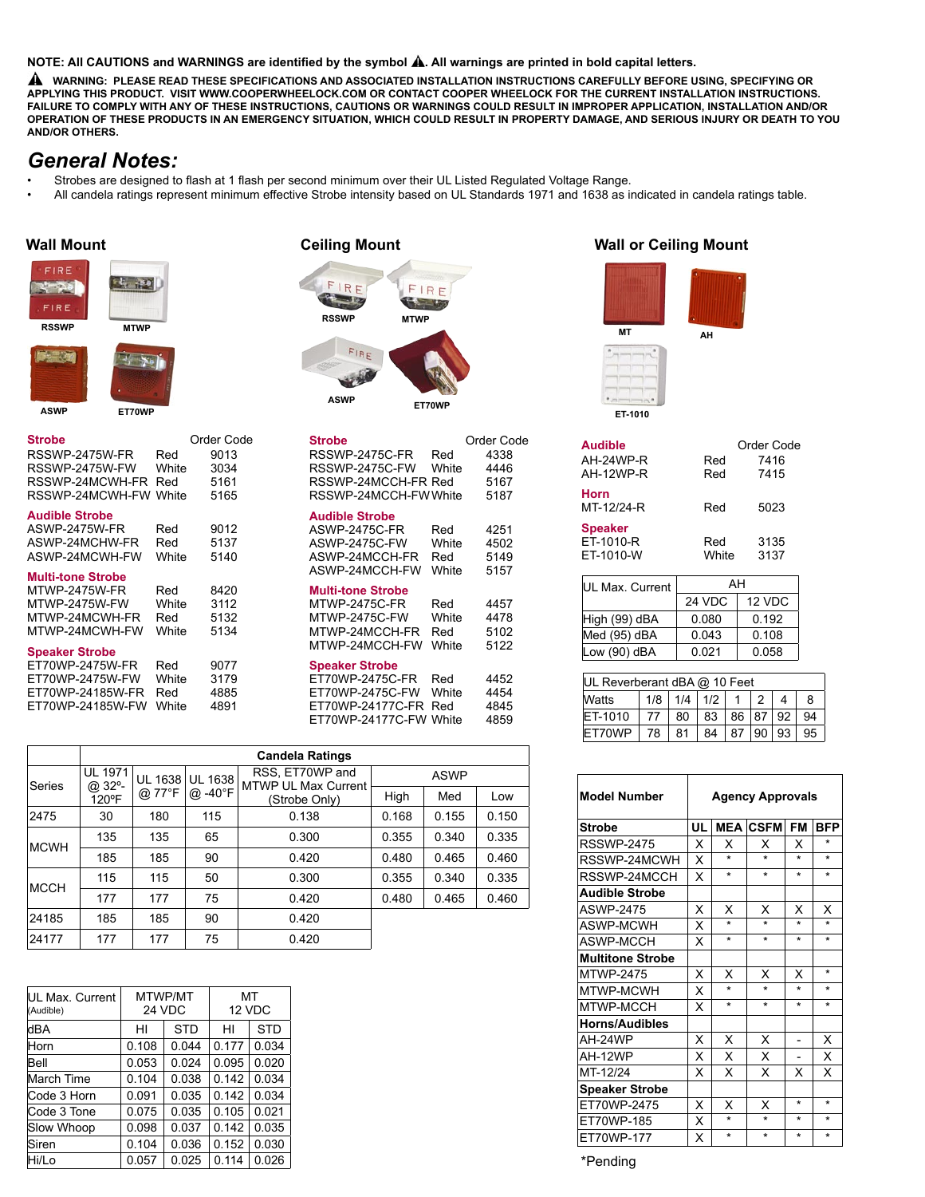NOTE: All CAUTIONS and WARNINGS are identified by the symbol ⚠. All warnings are printed in bold capital letters.

**⚠ WARNING: PLEASE READ THESE SPECIFICATIONS AND ASSOCIATED INSTALLATION INSTRUCTIONS CAREFULLY BEFORE USING, SPECIFYING OR APPLYING THIS PRODUCT. VISIT WWW.COOPERWHEELOCK.COM OR CONTACT COOPER WHEELOCK FOR THE CURRENT INSTALLATION INSTRUCTIONS. FAILURE TO COMPLY WITH ANY OF THESE INSTRUCTIONS, CAUTIONS OR WARNINGS COULD RESULT IN IMPROPER APPLICATION, INSTALLATION AND/OR OPERATION OF THESE PRODUCTS IN AN EMERGENCY SITUATION, WHICH COULD RESULT IN PROPERTY DAMAGE, AND SERIOUS INJURY OR DEATH TO YOU AND/OR OTHERS.**

## *General Notes:*

- Strobes are designed to flash at 1 flash per second minimum over their UL Listed Regulated Voltage Range.
- All candela ratings represent minimum effective Strobe intensity based on UL Standards 1971 and 1638 as indicated in candela ratings table.

## Wall Mount

RSSWP, MTWP, ASWP, ET70WP

| Model | Color | Order Code |
|---|---|---|
| **Strobe** | | |
| RSSWP-2475W-FR | Red | 9013 |
| RSSWP-2475W-FW | White | 3034 |
| RSSWP-24MCWH-FR | Red | 5161 |
| RSSWP-24MCWH-FW | White | 5165 |
| **Audible Strobe** | | |
| ASWP-2475W-FR | Red | 9012 |
| ASWP-24MCHW-FR | Red | 5137 |
| ASWP-24MCWH-FW | White | 5140 |
| **Multi-tone Strobe** | | |
| MTWP-2475W-FR | Red | 8420 |
| MTWP-2475W-FW | White | 3112 |
| MTWP-24MCWH-FR | Red | 5132 |
| MTWP-24MCWH-FW | White | 5134 |
| **Speaker Strobe** | | |
| ET70WP-2475W-FR | Red | 9077 |
| ET70WP-2475W-FW | White | 3179 |
| ET70WP-24185W-FR | Red | 4885 |
| ET70WP-24185W-FW | White | 4891 |

## Ceiling Mount

RSSWP, MTWP, ASWP, ET70WP

| Model | Color | Order Code |
|---|---|---|
| **Strobe** | | |
| RSSWP-2475C-FR | Red | 4338 |
| RSSWP-2475C-FW | White | 4446 |
| RSSWP-24MCCH-FR | Red | 5167 |
| RSSWP-24MCCH-FW | White | 5187 |
| **Audible Strobe** | | |
| ASWP-2475C-FR | Red | 4251 |
| ASWP-2475C-FW | White | 4502 |
| ASWP-24MCCH-FR | Red | 5149 |
| ASWP-24MCCH-FW | White | 5157 |
| **Multi-tone Strobe** | | |
| MTWP-2475C-FR | Red | 4457 |
| MTWP-2475C-FW | White | 4478 |
| MTWP-24MCCH-FR | Red | 5102 |
| MTWP-24MCCH-FW | White | 5122 |
| **Speaker Strobe** | | |
| ET70WP-2475C-FR | Red | 4452 |
| ET70WP-2475C-FW | White | 4454 |
| ET70WP-24177C-FR | Red | 4845 |
| ET70WP-24177C-FW | White | 4859 |

## Wall or Ceiling Mount

MT, AH, ET-1010

| Model | Color | Order Code |
|---|---|---|
| **Audible** | | |
| AH-24WP-R | Red | 7416 |
| AH-12WP-R | Red | 7415 |
| **Horn** | | |
| MT-12/24-R | Red | 5023 |
| **Speaker** | | |
| ET-1010-R | Red | 3135 |
| ET-1010-W | White | 3137 |

| UL Max. Current | AH 24 VDC | AH 12 VDC |
|---|---|---|
| High (99) dBA | 0.080 | 0.192 |
| Med (95) dBA | 0.043 | 0.108 |
| Low (90) dBA | 0.021 | 0.058 |

| UL Reverberant dBA @ 10 Feet | | | | | | | |
|---|---|---|---|---|---|---|---|
| Watts | 1/8 | 1/4 | 1/2 | 1 | 2 | 4 | 8 |
| ET-1010 | 77 | 80 | 83 | 86 | 87 | 92 | 94 |
| ET70WP | 78 | 81 | 84 | 87 | 90 | 93 | 95 |

| Series | Candela Ratings UL 1971 @ 32°-120°F | UL 1638 @ 77°F | UL 1638 @ -40°F | RSS, ET70WP and MTWP UL Max Current (Strobe Only) | ASWP High | ASWP Med | ASWP Low |
|---|---|---|---|---|---|---|---|
| 2475 | 30 | 180 | 115 | 0.138 | 0.168 | 0.155 | 0.150 |
| MCWH | 135 | 135 | 65 | 0.300 | 0.355 | 0.340 | 0.335 |
| | 185 | 185 | 90 | 0.420 | 0.480 | 0.465 | 0.460 |
| MCCH | 115 | 115 | 50 | 0.300 | 0.355 | 0.340 | 0.335 |
| | 177 | 177 | 75 | 0.420 | 0.480 | 0.465 | 0.460 |
| 24185 | 185 | 185 | 90 | 0.420 | | | |
| 24177 | 177 | 177 | 75 | 0.420 | | | |

| UL Max. Current (Audible) | MTWP/MT 24 VDC | | MT 12 VDC | |
|---|---|---|---|---|
| dBA | HI | STD | HI | STD |
| Horn | 0.108 | 0.044 | 0.177 | 0.034 |
| Bell | 0.053 | 0.024 | 0.095 | 0.020 |
| March Time | 0.104 | 0.038 | 0.142 | 0.034 |
| Code 3 Horn | 0.091 | 0.035 | 0.142 | 0.034 |
| Code 3 Tone | 0.075 | 0.035 | 0.105 | 0.021 |
| Slow Whoop | 0.098 | 0.037 | 0.142 | 0.035 |
| Siren | 0.104 | 0.036 | 0.152 | 0.030 |
| Hi/Lo | 0.057 | 0.025 | 0.114 | 0.026 |

| Model Number | UL | MEA | CSFM | FM | BFP |
|---|---|---|---|---|---|
| **Strobe** | | | | | |
| RSSWP-2475 | X | X | X | X | * |
| RSSWP-24MCWH | X | * | * | * | * |
| RSSWP-24MCCH | X | * | * | * | * |
| **Audible Strobe** | | | | | |
| ASWP-2475 | X | X | X | X | X |
| ASWP-MCWH | X | * | * | * | * |
| ASWP-MCCH | X | * | * | * | * |
| **Multitone Strobe** | | | | | |
| MTWP-2475 | X | X | X | X | * |
| MTWP-MCWH | X | * | * | * | * |
| MTWP-MCCH | X | * | * | * | * |
| **Horns/Audibles** | | | | | |
| AH-24WP | X | X | X | - | X |
| AH-12WP | X | X | X | - | X |
| MT-12/24 | X | X | X | X | X |
| **Speaker Strobe** | | | | | |
| ET70WP-2475 | X | X | X | * | * |
| ET70WP-185 | X | * | * | * | * |
| ET70WP-177 | X | * | * | * | * |

Agency Approvals

*Pending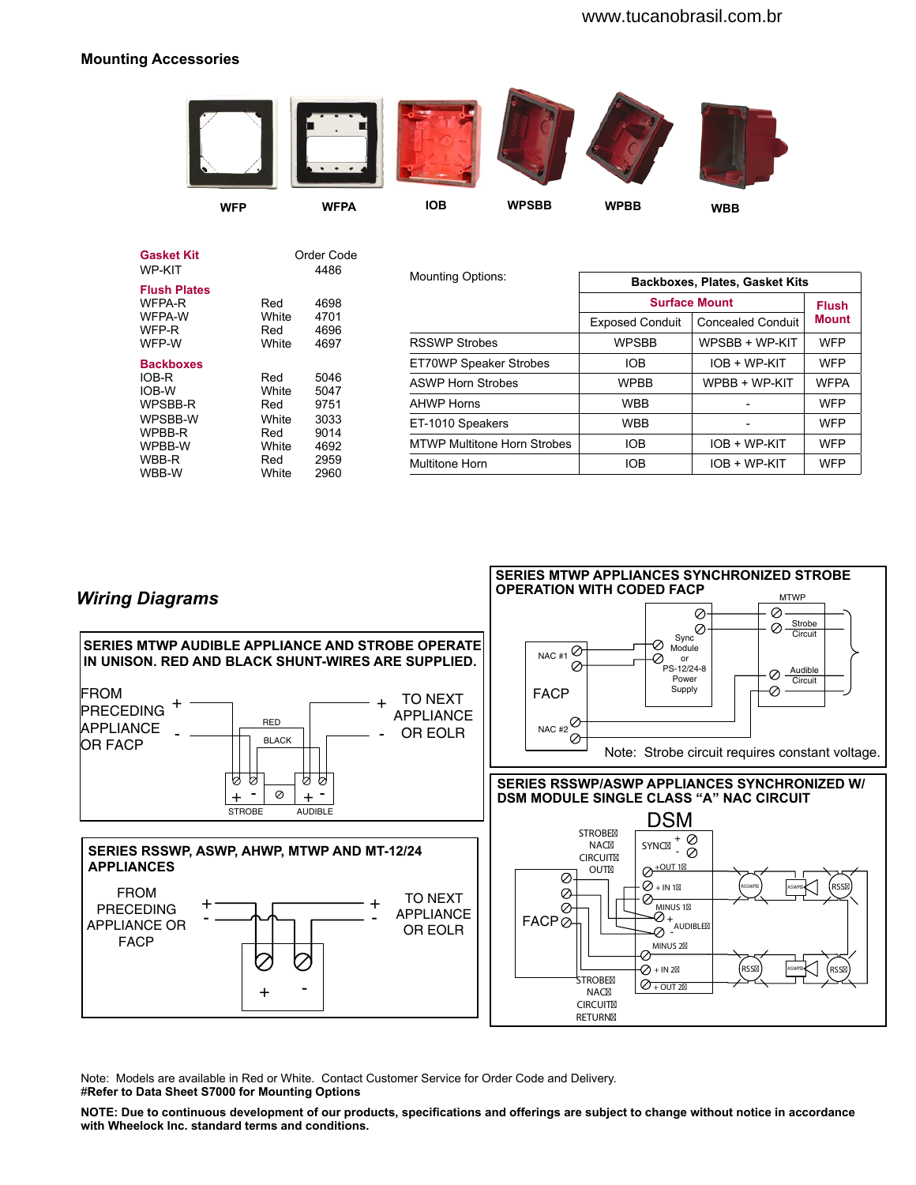## Mounting Accessories

WFP WFPA IOB WPSBB WPBB WBB

| | | Order Code |
|---|---|---|
| **Gasket Kit** | | |
| WP-KIT | | 4486 |
| **Flush Plates** | | |
| WFPA-R | Red | 4698 |
| WFPA-W | White | 4701 |
| WFP-R | Red | 4696 |
| WFP-W | White | 4697 |
| **Backboxes** | | |
| IOB-R | Red | 5046 |
| IOB-W | White | 5047 |
| WPSBB-R | Red | 9751 |
| WPSBB-W | White | 3033 |
| WPBB-R | Red | 9014 |
| WPBB-W | White | 4692 |
| WBB-R | Red | 2959 |
| WBB-W | White | 2960 |

| Mounting Options: | Backboxes, Plates, Gasket Kits | | |
|---|---|---|---|
| | Surface Mount | | Flush Mount |
| | Exposed Conduit | Concealed Conduit | |
| RSSWP Strobes | WPSBB | WPSBB + WP-KIT | WFP |
| ET70WP Speaker Strobes | IOB | IOB + WP-KIT | WFP |
| ASWP Horn Strobes | WPBB | WPBB + WP-KIT | WFPA |
| AHWP Horns | WBB | - | WFP |
| ET-1010 Speakers | WBB | - | WFP |
| MTWP Multitone Horn Strobes | IOB | IOB + WP-KIT | WFP |
| Multitone Horn | IOB | IOB + WP-KIT | WFP |

## *Wiring Diagrams*

**SERIES MTWP AUDIBLE APPLIANCE AND STROBE OPERATE IN UNISON. RED AND BLACK SHUNT-WIRES ARE SUPPLIED.**

FROM PRECEDING APPLIANCE OR FACP + - ; RED ; BLACK ; STROBE + - ; AUDIBLE + - ; TO NEXT APPLIANCE OR EOLR + -

**SERIES RSSWP, ASWP, AHWP, MTWP AND MT-12/24 APPLIANCES**

FROM PRECEDING APPLIANCE OR FACP + - ; + - ; TO NEXT APPLIANCE OR EOLR + -

**SERIES MTWP APPLIANCES SYNCHRONIZED STROBE OPERATION WITH CODED FACP**

MTWP ; Strobe Circuit ; Audible Circuit ; Sync Module or PS-12/24-8 Power Supply ; FACP ; NAC #1 ; NAC #2

Note: Strobe circuit requires constant voltage.

**SERIES RSSWP/ASWP APPLIANCES SYNCHRONIZED W/ DSM MODULE SINGLE CLASS "A" NAC CIRCUIT**

DSM ; STROBE NAC CIRCUIT OUT ; SYNC + - ; +OUT 1 ; + IN 1 ; MINUS 1 ; + AUDIBLE - ; MINUS 2 ; + IN 2 ; + OUT 2 ; FACP ; STROBE NAC CIRCUIT RETURN ; RSSWP ; ASWP ; RSS

Note: Models are available in Red or White. Contact Customer Service for Order Code and Delivery.
**#Refer to Data Sheet S7000 for Mounting Options**

**NOTE: Due to continuous development of our products, specifications and offerings are subject to change without notice in accordance with Wheelock Inc. standard terms and conditions.**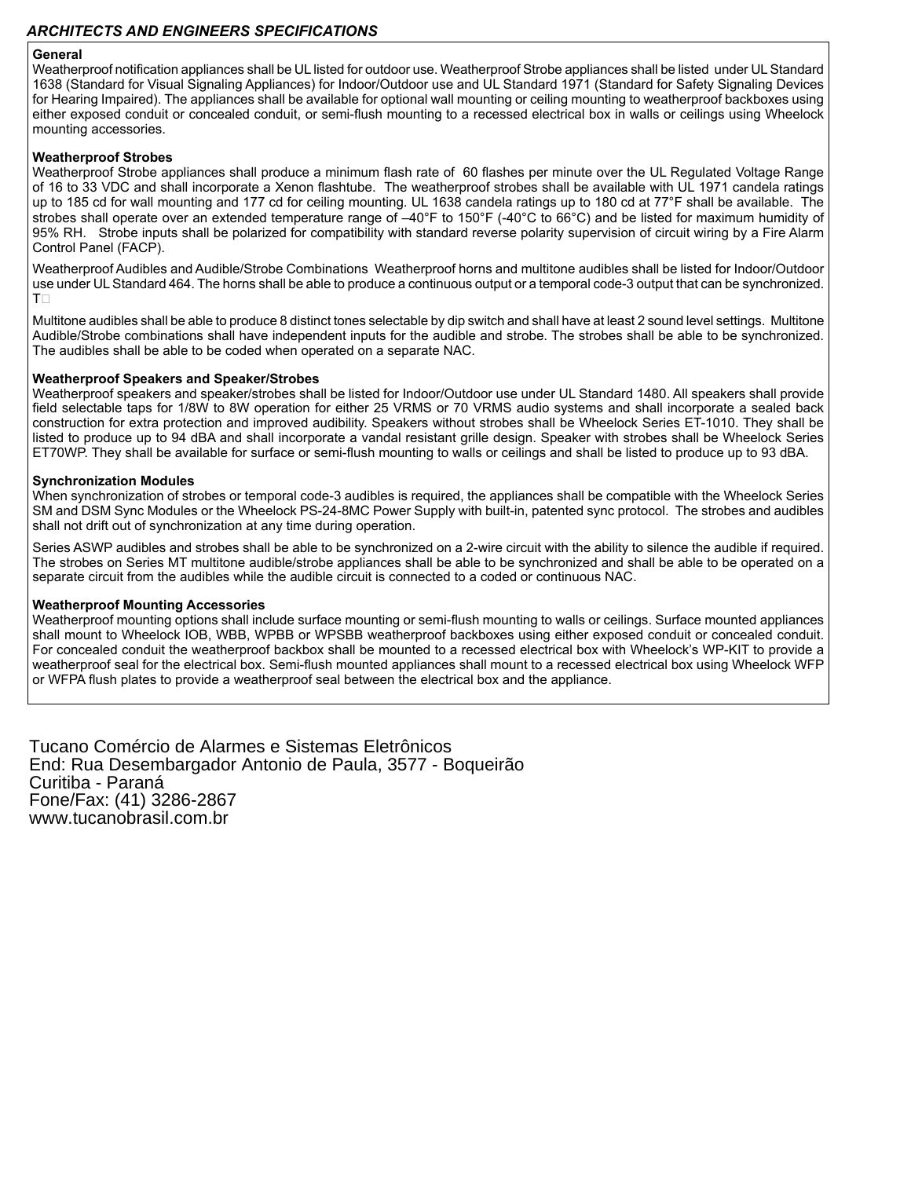## *ARCHITECTS AND ENGINEERS SPECIFICATIONS*

**General**
Weatherproof notification appliances shall be UL listed for outdoor use. Weatherproof Strobe appliances shall be listed under UL Standard 1638 (Standard for Visual Signaling Appliances) for Indoor/Outdoor use and UL Standard 1971 (Standard for Safety Signaling Devices for Hearing Impaired). The appliances shall be available for optional wall mounting or ceiling mounting to weatherproof backboxes using either exposed conduit or concealed conduit, or semi-flush mounting to a recessed electrical box in walls or ceilings using Wheelock mounting accessories.

**Weatherproof Strobes**
Weatherproof Strobe appliances shall produce a minimum flash rate of 60 flashes per minute over the UL Regulated Voltage Range of 16 to 33 VDC and shall incorporate a Xenon flashtube. The weatherproof strobes shall be available with UL 1971 candela ratings up to 185 cd for wall mounting and 177 cd for ceiling mounting. UL 1638 candela ratings up to 180 cd at 77°F shall be available. The strobes shall operate over an extended temperature range of –40°F to 150°F (-40°C to 66°C) and be listed for maximum humidity of 95% RH. Strobe inputs shall be polarized for compatibility with standard reverse polarity supervision of circuit wiring by a Fire Alarm Control Panel (FACP).

Weatherproof Audibles and Audible/Strobe Combinations Weatherproof horns and multitone audibles shall be listed for Indoor/Outdoor use under UL Standard 464. The horns shall be able to produce a continuous output or a temporal code-3 output that can be synchronized. T

Multitone audibles shall be able to produce 8 distinct tones selectable by dip switch and shall have at least 2 sound level settings. Multitone Audible/Strobe combinations shall have independent inputs for the audible and strobe. The strobes shall be able to be synchronized. The audibles shall be able to be coded when operated on a separate NAC.

**Weatherproof Speakers and Speaker/Strobes**
Weatherproof speakers and speaker/strobes shall be listed for Indoor/Outdoor use under UL Standard 1480. All speakers shall provide field selectable taps for 1/8W to 8W operation for either 25 VRMS or 70 VRMS audio systems and shall incorporate a sealed back construction for extra protection and improved audibility. Speakers without strobes shall be Wheelock Series ET-1010. They shall be listed to produce up to 94 dBA and shall incorporate a vandal resistant grille design. Speaker with strobes shall be Wheelock Series ET70WP. They shall be available for surface or semi-flush mounting to walls or ceilings and shall be listed to produce up to 93 dBA.

**Synchronization Modules**
When synchronization of strobes or temporal code-3 audibles is required, the appliances shall be compatible with the Wheelock Series SM and DSM Sync Modules or the Wheelock PS-24-8MC Power Supply with built-in, patented sync protocol. The strobes and audibles shall not drift out of synchronization at any time during operation.

Series ASWP audibles and strobes shall be able to be synchronized on a 2-wire circuit with the ability to silence the audible if required. The strobes on Series MT multitone audible/strobe appliances shall be able to be synchronized and shall be able to be operated on a separate circuit from the audibles while the audible circuit is connected to a coded or continuous NAC.

**Weatherproof Mounting Accessories**
Weatherproof mounting options shall include surface mounting or semi-flush mounting to walls or ceilings. Surface mounted appliances shall mount to Wheelock IOB, WBB, WPBB or WPSBB weatherproof backboxes using either exposed conduit or concealed conduit. For concealed conduit the weatherproof backbox shall be mounted to a recessed electrical box with Wheelock's WP-KIT to provide a weatherproof seal for the electrical box. Semi-flush mounted appliances shall mount to a recessed electrical box using Wheelock WFP or WFPA flush plates to provide a weatherproof seal between the electrical box and the appliance.

Tucano Comércio de Alarmes e Sistemas Eletrônicos
End: Rua Desembargador Antonio de Paula, 3577 - Boqueirão
Curitiba - Paraná
Fone/Fax: (41) 3286-2867
www.tucanobrasil.com.br